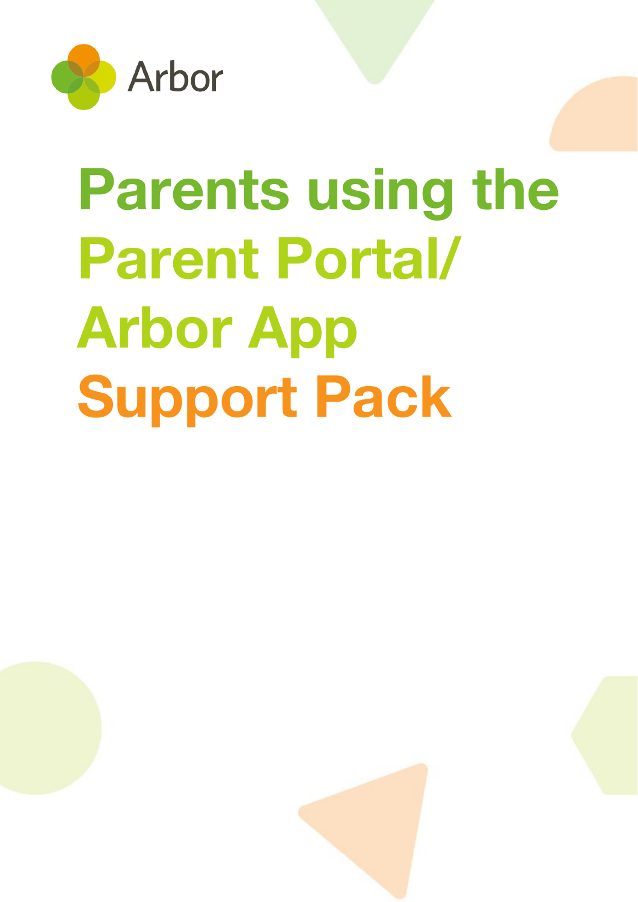Arbor

# Parents using the Parent Portal/ Arbor App Support Pack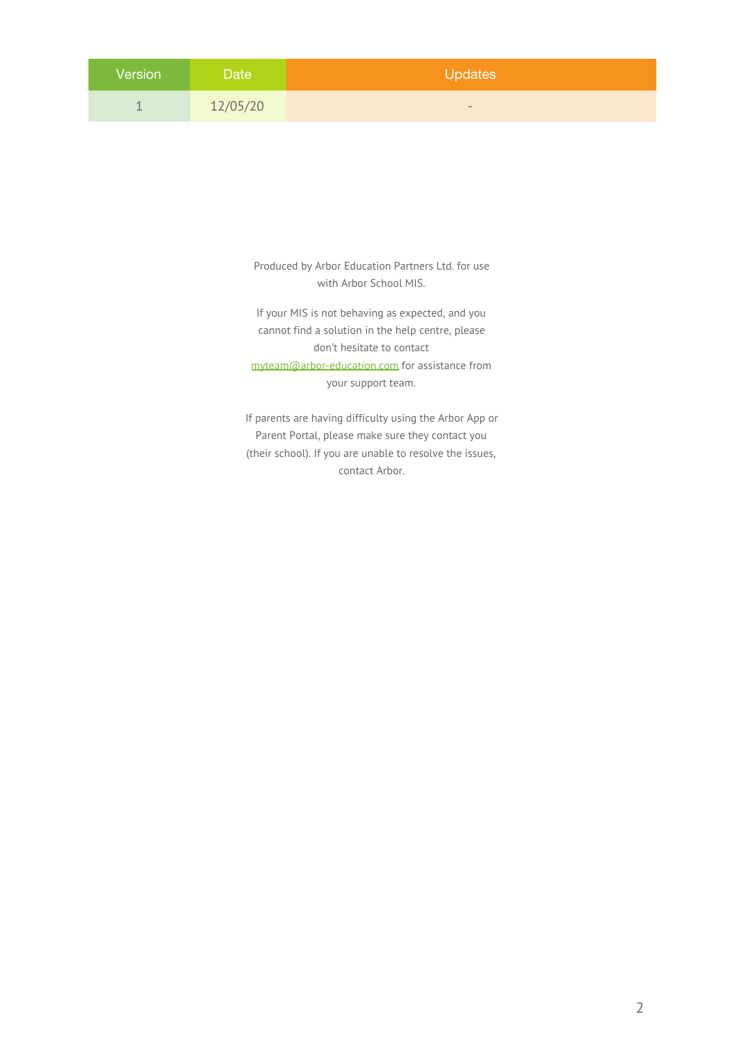| Version | Date | Updates |
| --- | --- | --- |
| 1 | 12/05/20 | - |

Produced by Arbor Education Partners Ltd. for use with Arbor School MIS.

If your MIS is not behaving as expected, and you cannot find a solution in the help centre, please don't hesitate to contact myteam@arbor-education.com for assistance from your support team.

If parents are having difficulty using the Arbor App or Parent Portal, please make sure they contact you (their school). If you are unable to resolve the issues, contact Arbor.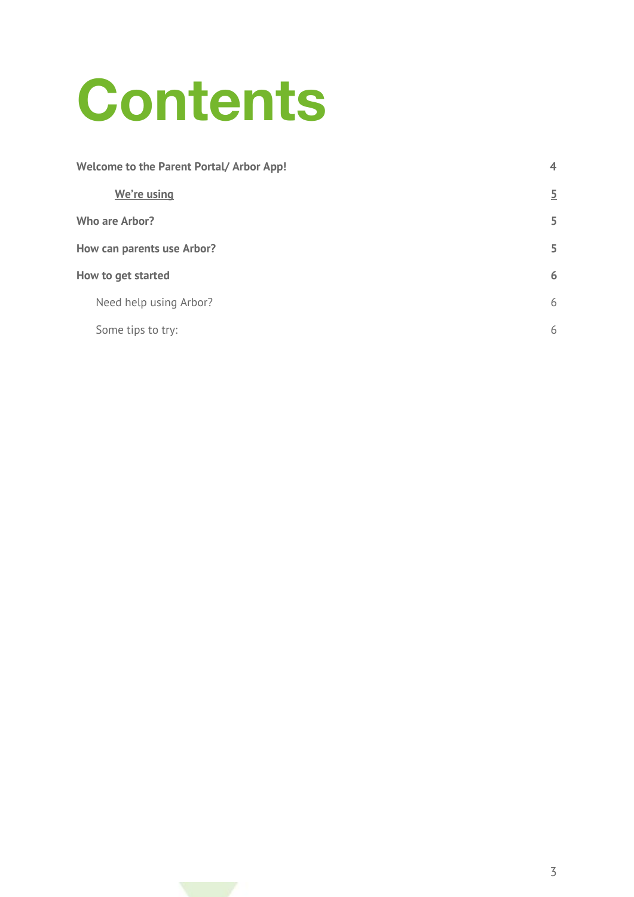# Contents

| | |
|---|---|
| **Welcome to the Parent Portal/ Arbor App!** | **4** |
| &nbsp;&nbsp;&nbsp;&nbsp;**We're using** | **5** |
| **Who are Arbor?** | **5** |
| **How can parents use Arbor?** | **5** |
| **How to get started** | **6** |
| &nbsp;&nbsp;&nbsp;&nbsp;Need help using Arbor? | 6 |
| &nbsp;&nbsp;&nbsp;&nbsp;Some tips to try: | 6 |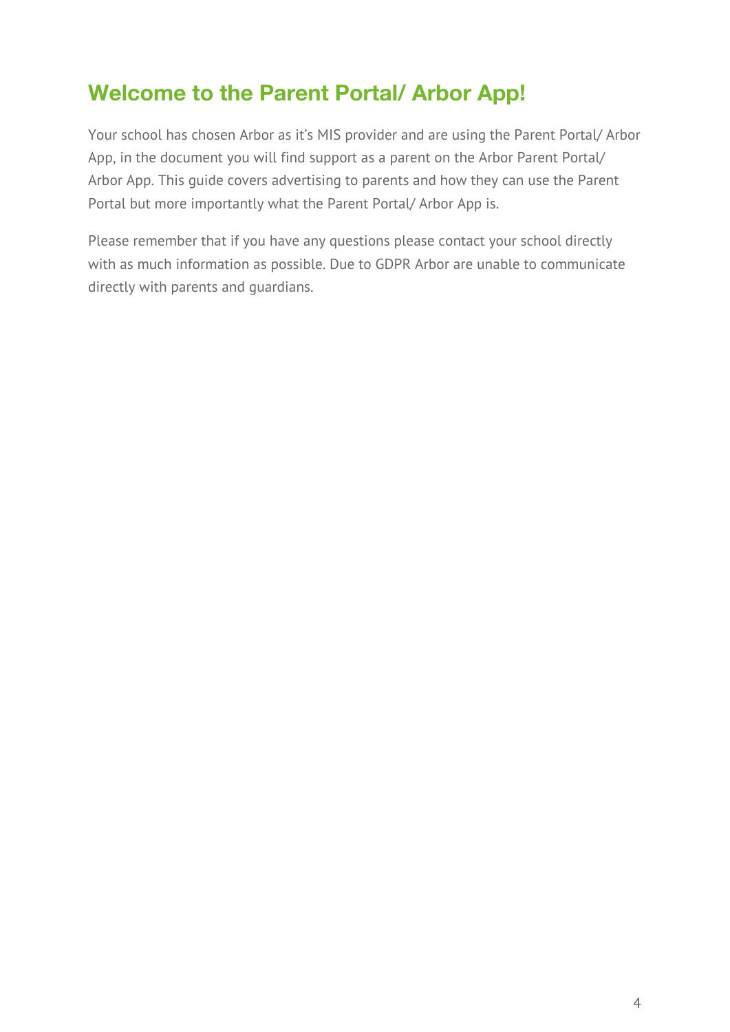# Welcome to the Parent Portal/ Arbor App!

Your school has chosen Arbor as it's MIS provider and are using the Parent Portal/ Arbor App, in the document you will find support as a parent on the Arbor Parent Portal/ Arbor App. This guide covers advertising to parents and how they can use the Parent Portal but more importantly what the Parent Portal/ Arbor App is.

Please remember that if you have any questions please contact your school directly with as much information as possible. Due to GDPR Arbor are unable to communicate directly with parents and guardians.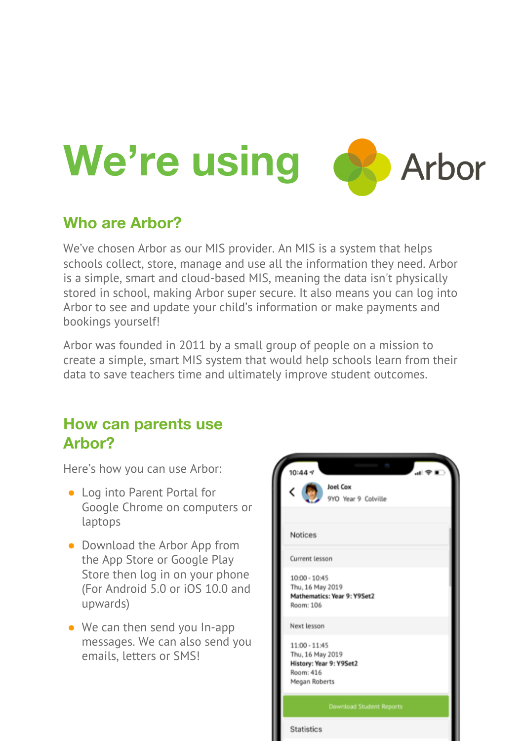# We're using Arbor

## Who are Arbor?

We've chosen Arbor as our MIS provider. An MIS is a system that helps schools collect, store, manage and use all the information they need. Arbor is a simple, smart and cloud-based MIS, meaning the data isn't physically stored in school, making Arbor super secure. It also means you can log into Arbor to see and update your child's information or make payments and bookings yourself!

Arbor was founded in 2011 by a small group of people on a mission to create a simple, smart MIS system that would help schools learn from their data to save teachers time and ultimately improve student outcomes.

## How can parents use Arbor?

Here's how you can use Arbor:

- Log into Parent Portal for Google Chrome on computers or laptops
- Download the Arbor App from the App Store or Google Play Store then log in on your phone (For Android 5.0 or iOS 10.0 and upwards)
- We can then send you In-app messages. We can also send you emails, letters or SMS!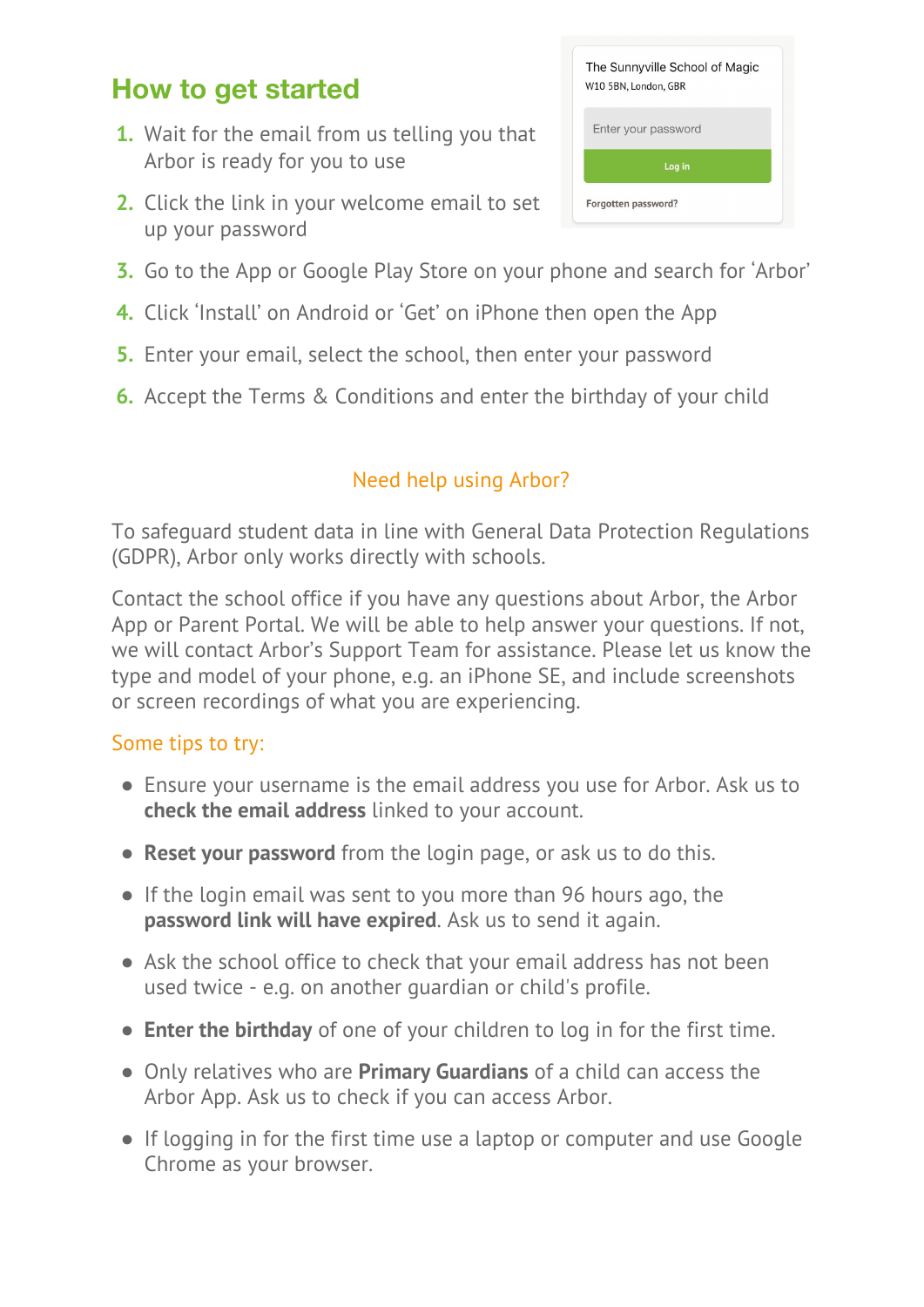## How to get started

1. Wait for the email from us telling you that Arbor is ready for you to use
2. Click the link in your welcome email to set up your password
3. Go to the App or Google Play Store on your phone and search for 'Arbor'
4. Click 'Install' on Android or 'Get' on iPhone then open the App
5. Enter your email, select the school, then enter your password
6. Accept the Terms & Conditions and enter the birthday of your child

The Sunnyville School of Magic
W10 5BN, London, GBR

Enter your password

Log in

Forgotten password?

### Need help using Arbor?

To safeguard student data in line with General Data Protection Regulations (GDPR), Arbor only works directly with schools.

Contact the school office if you have any questions about Arbor, the Arbor App or Parent Portal. We will be able to help answer your questions. If not, we will contact Arbor's Support Team for assistance. Please let us know the type and model of your phone, e.g. an iPhone SE, and include screenshots or screen recordings of what you are experiencing.

### Some tips to try:

- Ensure your username is the email address you use for Arbor. Ask us to **check the email address** linked to your account.
- **Reset your password** from the login page, or ask us to do this.
- If the login email was sent to you more than 96 hours ago, the **password link will have expired**. Ask us to send it again.
- Ask the school office to check that your email address has not been used twice - e.g. on another guardian or child's profile.
- **Enter the birthday** of one of your children to log in for the first time.
- Only relatives who are **Primary Guardians** of a child can access the Arbor App. Ask us to check if you can access Arbor.
- If logging in for the first time use a laptop or computer and use Google Chrome as your browser.